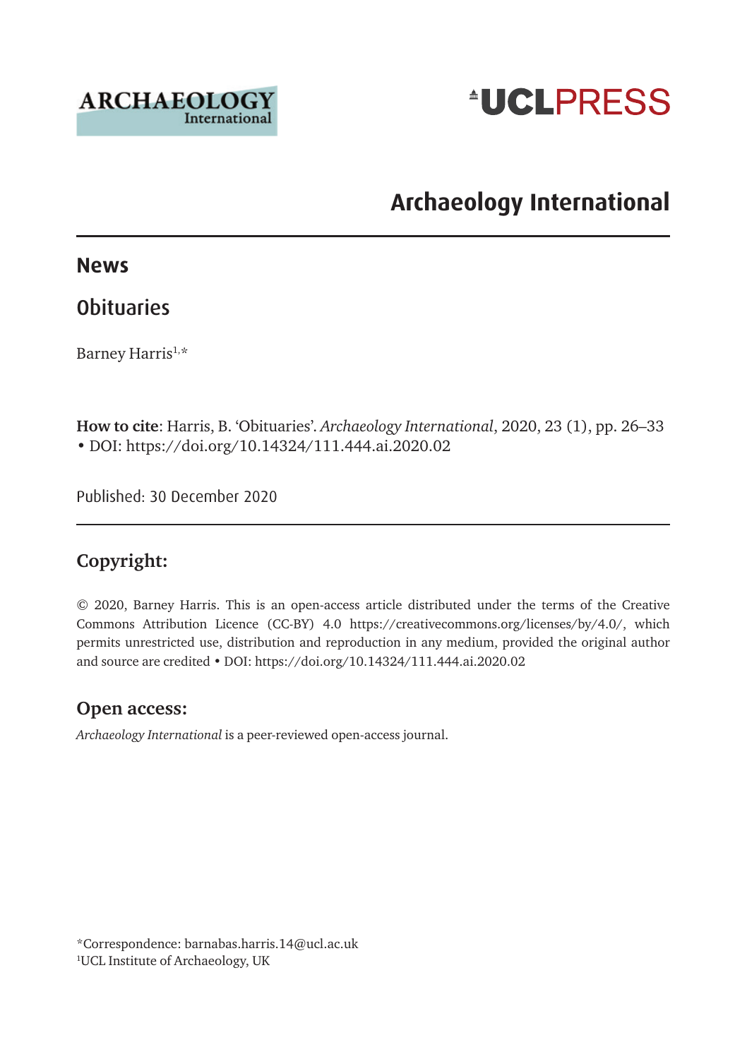ARCHAEOLOGY International

UCLPRESS

# Archaeology International

## News

## Obituaries

Barney Harris[1,*]

**How to cite**: Harris, B. 'Obituaries'. *Archaeology International*, 2020, 23 (1), pp. 26–33 • DOI: https://doi.org/10.14324/111.444.ai.2020.02

Published: 30 December 2020

### Copyright:

© 2020, Barney Harris. This is an open-access article distributed under the terms of the Creative Commons Attribution Licence (CC-BY) 4.0 https://creativecommons.org/licenses/by/4.0/, which permits unrestricted use, distribution and reproduction in any medium, provided the original author and source are credited • DOI: https://doi.org/10.14324/111.444.ai.2020.02

### Open access:

*Archaeology International* is a peer-reviewed open-access journal.

*Correspondence: barnabas.harris.14@ucl.ac.uk
[1]UCL Institute of Archaeology, UK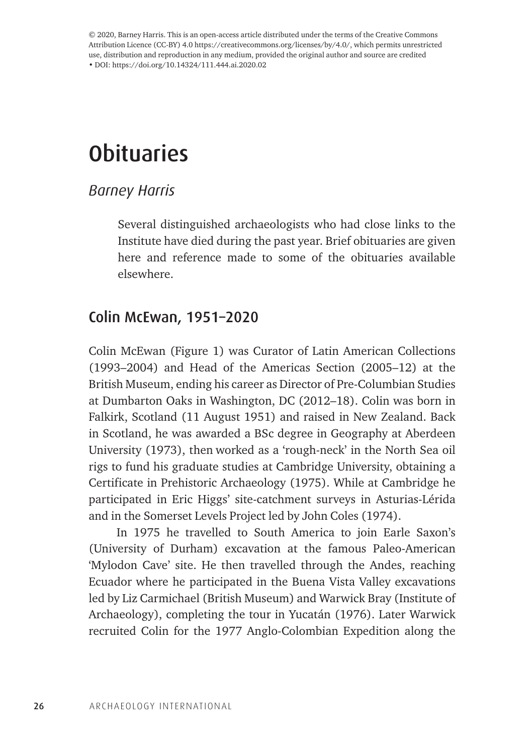© 2020, Barney Harris. This is an open-access article distributed under the terms of the Creative Commons Attribution Licence (CC-BY) 4.0 https://creativecommons.org/licenses/by/4.0/, which permits unrestricted use, distribution and reproduction in any medium, provided the original author and source are credited • DOI: https://doi.org/10.14324/111.444.ai.2020.02

# Obituaries

*Barney Harris*

Several distinguished archaeologists who had close links to the Institute have died during the past year. Brief obituaries are given here and reference made to some of the obituaries available elsewhere.

## Colin McEwan, 1951–2020

Colin McEwan (Figure 1) was Curator of Latin American Collections (1993–2004) and Head of the Americas Section (2005–12) at the British Museum, ending his career as Director of Pre-Columbian Studies at Dumbarton Oaks in Washington, DC (2012–18). Colin was born in Falkirk, Scotland (11 August 1951) and raised in New Zealand. Back in Scotland, he was awarded a BSc degree in Geography at Aberdeen University (1973), then worked as a 'rough-neck' in the North Sea oil rigs to fund his graduate studies at Cambridge University, obtaining a Certificate in Prehistoric Archaeology (1975). While at Cambridge he participated in Eric Higgs' site-catchment surveys in Asturias-Lérida and in the Somerset Levels Project led by John Coles (1974).

In 1975 he travelled to South America to join Earle Saxon's (University of Durham) excavation at the famous Paleo-American 'Mylodon Cave' site. He then travelled through the Andes, reaching Ecuador where he participated in the Buena Vista Valley excavations led by Liz Carmichael (British Museum) and Warwick Bray (Institute of Archaeology), completing the tour in Yucatán (1976). Later Warwick recruited Colin for the 1977 Anglo-Colombian Expedition along the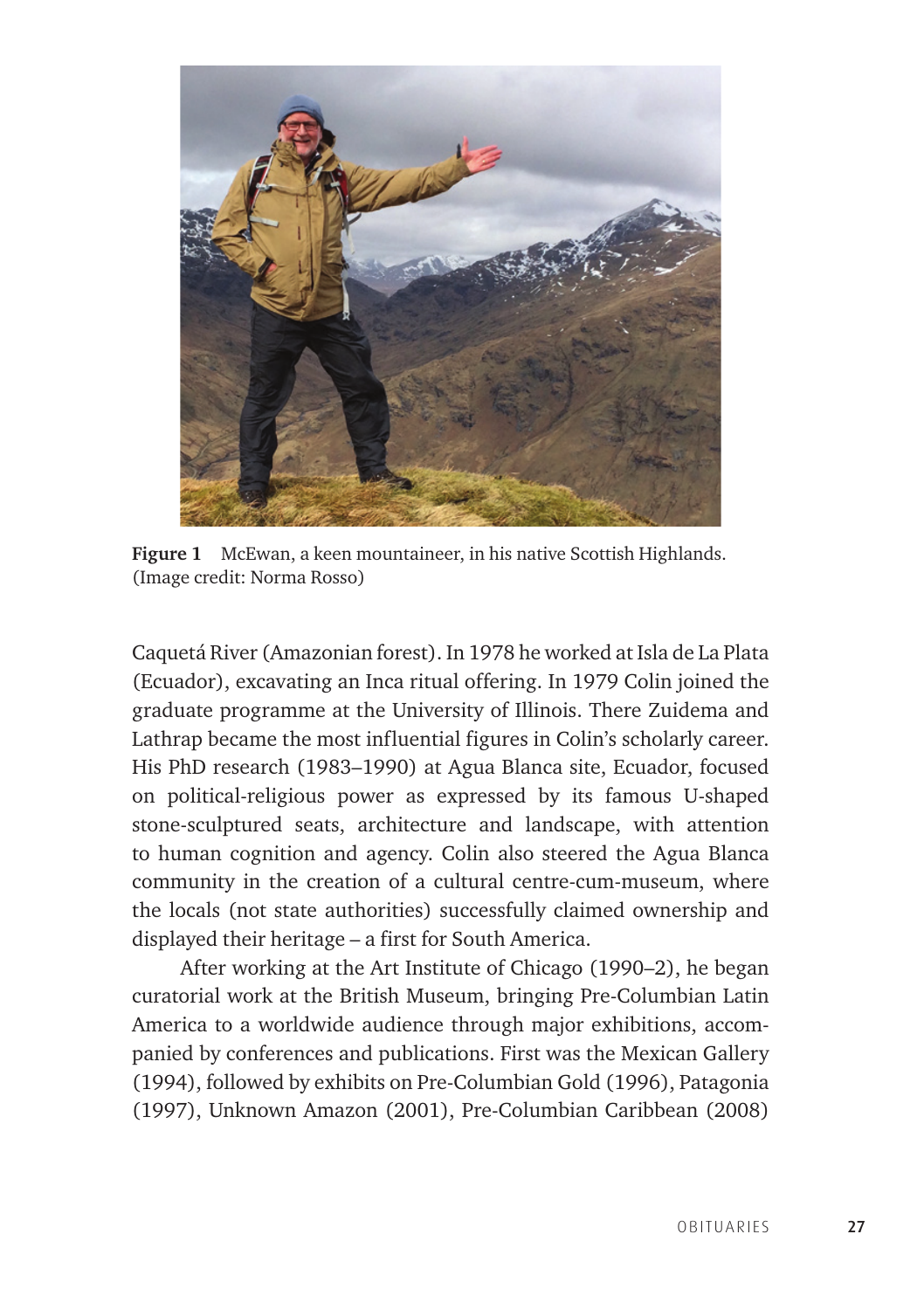**Figure 1** McEwan, a keen mountaineer, in his native Scottish Highlands. (Image credit: Norma Rosso)

Caquetá River (Amazonian forest). In 1978 he worked at Isla de La Plata (Ecuador), excavating an Inca ritual offering. In 1979 Colin joined the graduate programme at the University of Illinois. There Zuidema and Lathrap became the most influential figures in Colin's scholarly career. His PhD research (1983–1990) at Agua Blanca site, Ecuador, focused on political-religious power as expressed by its famous U-shaped stone-sculptured seats, architecture and landscape, with attention to human cognition and agency. Colin also steered the Agua Blanca community in the creation of a cultural centre-cum-museum, where the locals (not state authorities) successfully claimed ownership and displayed their heritage – a first for South America.

After working at the Art Institute of Chicago (1990–2), he began curatorial work at the British Museum, bringing Pre-Columbian Latin America to a worldwide audience through major exhibitions, accompanied by conferences and publications. First was the Mexican Gallery (1994), followed by exhibits on Pre-Columbian Gold (1996), Patagonia (1997), Unknown Amazon (2001), Pre-Columbian Caribbean (2008)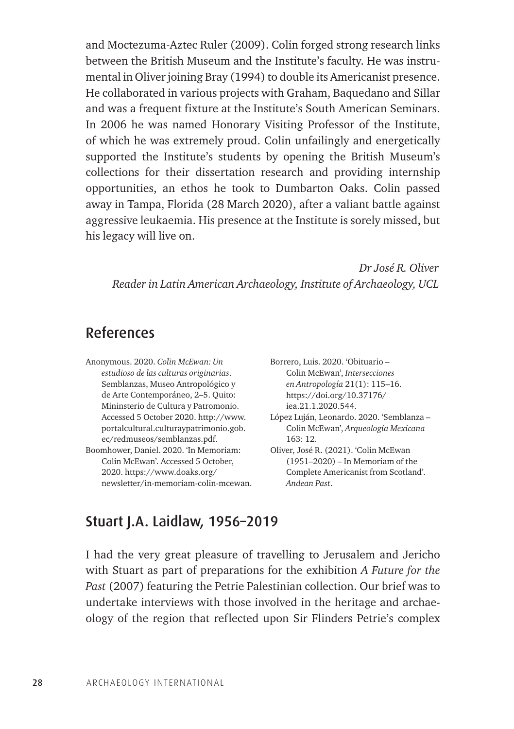and Moctezuma-Aztec Ruler (2009). Colin forged strong research links between the British Museum and the Institute's faculty. He was instrumental in Oliver joining Bray (1994) to double its Americanist presence. He collaborated in various projects with Graham, Baquedano and Sillar and was a frequent fixture at the Institute's South American Seminars. In 2006 he was named Honorary Visiting Professor of the Institute, of which he was extremely proud. Colin unfailingly and energetically supported the Institute's students by opening the British Museum's collections for their dissertation research and providing internship opportunities, an ethos he took to Dumbarton Oaks. Colin passed away in Tampa, Florida (28 March 2020), after a valiant battle against aggressive leukaemia. His presence at the Institute is sorely missed, but his legacy will live on.

*Dr José R. Oliver*
*Reader in Latin American Archaeology, Institute of Archaeology, UCL*

## References

Anonymous. 2020. *Colin McEwan: Un estudioso de las culturas originarias*. Semblanzas, Museo Antropológico y de Arte Contemporáneo, 2–5. Quito: Mininsterio de Cultura y Patromonio. Accessed 5 October 2020. http://www.portalcultural.culturaypatrimonio.gob.ec/redmuseos/semblanzas.pdf.

Boomhower, Daniel. 2020. 'In Memoriam: Colin McEwan'. Accessed 5 October, 2020. https://www.doaks.org/newsletter/in-memoriam-colin-mcewan.

Borrero, Luis. 2020. 'Obituario – Colin McEwan', *Intersecciones en Antropología* 21(1): 115–16. https://doi.org/10.37176/iea.21.1.2020.544.

López Luján, Leonardo. 2020. 'Semblanza – Colin McEwan', *Arqueología Mexicana* 163: 12.

Oliver, José R. (2021). 'Colin McEwan (1951–2020) – In Memoriam of the Complete Americanist from Scotland'. *Andean Past*.

## Stuart J.A. Laidlaw, 1956–2019

I had the very great pleasure of travelling to Jerusalem and Jericho with Stuart as part of preparations for the exhibition *A Future for the Past* (2007) featuring the Petrie Palestinian collection. Our brief was to undertake interviews with those involved in the heritage and archaeology of the region that reflected upon Sir Flinders Petrie's complex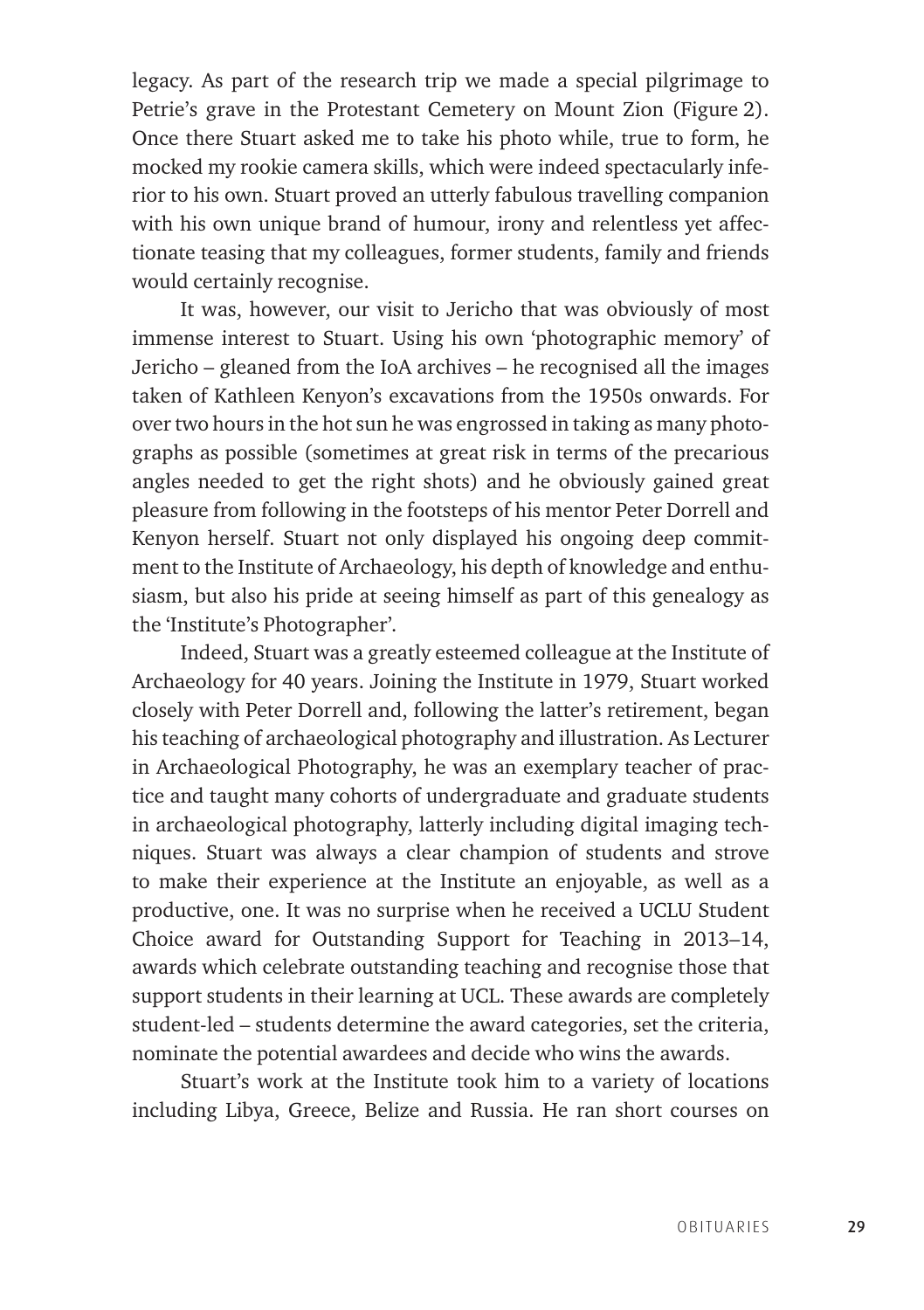legacy. As part of the research trip we made a special pilgrimage to Petrie's grave in the Protestant Cemetery on Mount Zion (Figure 2). Once there Stuart asked me to take his photo while, true to form, he mocked my rookie camera skills, which were indeed spectacularly inferior to his own. Stuart proved an utterly fabulous travelling companion with his own unique brand of humour, irony and relentless yet affectionate teasing that my colleagues, former students, family and friends would certainly recognise.

It was, however, our visit to Jericho that was obviously of most immense interest to Stuart. Using his own 'photographic memory' of Jericho – gleaned from the IoA archives – he recognised all the images taken of Kathleen Kenyon's excavations from the 1950s onwards. For over two hours in the hot sun he was engrossed in taking as many photographs as possible (sometimes at great risk in terms of the precarious angles needed to get the right shots) and he obviously gained great pleasure from following in the footsteps of his mentor Peter Dorrell and Kenyon herself. Stuart not only displayed his ongoing deep commitment to the Institute of Archaeology, his depth of knowledge and enthusiasm, but also his pride at seeing himself as part of this genealogy as the 'Institute's Photographer'.

Indeed, Stuart was a greatly esteemed colleague at the Institute of Archaeology for 40 years. Joining the Institute in 1979, Stuart worked closely with Peter Dorrell and, following the latter's retirement, began his teaching of archaeological photography and illustration. As Lecturer in Archaeological Photography, he was an exemplary teacher of practice and taught many cohorts of undergraduate and graduate students in archaeological photography, latterly including digital imaging techniques. Stuart was always a clear champion of students and strove to make their experience at the Institute an enjoyable, as well as a productive, one. It was no surprise when he received a UCLU Student Choice award for Outstanding Support for Teaching in 2013–14, awards which celebrate outstanding teaching and recognise those that support students in their learning at UCL. These awards are completely student-led – students determine the award categories, set the criteria, nominate the potential awardees and decide who wins the awards.

Stuart's work at the Institute took him to a variety of locations including Libya, Greece, Belize and Russia. He ran short courses on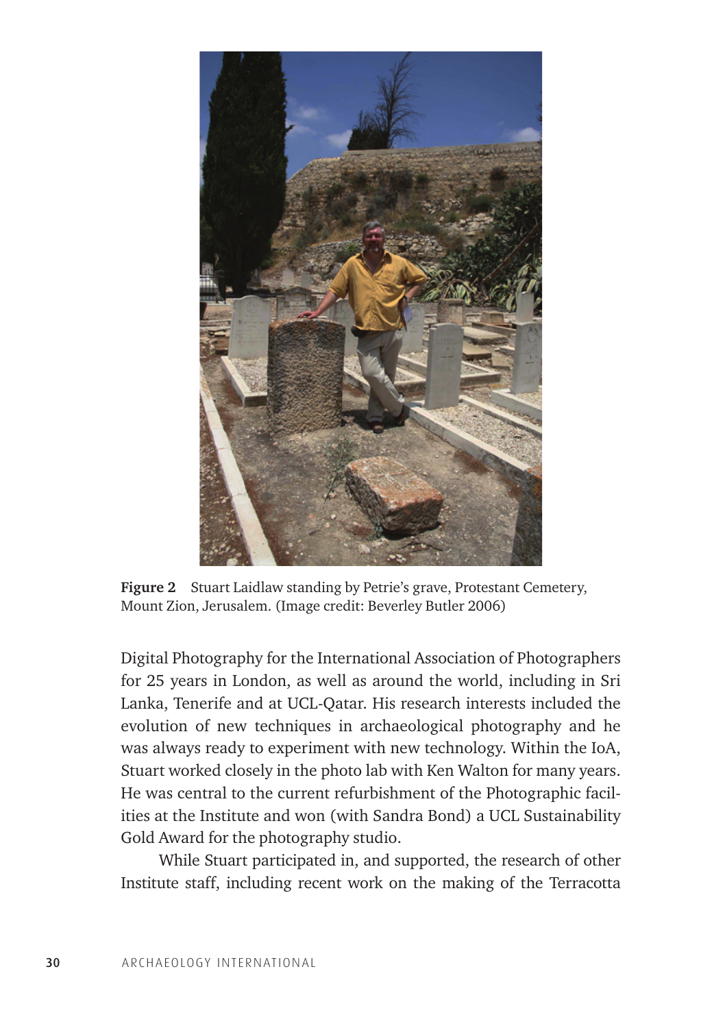Figure 2 Stuart Laidlaw standing by Petrie's grave, Protestant Cemetery, Mount Zion, Jerusalem. (Image credit: Beverley Butler 2006)

Digital Photography for the International Association of Photographers for 25 years in London, as well as around the world, including in Sri Lanka, Tenerife and at UCL-Qatar. His research interests included the evolution of new techniques in archaeological photography and he was always ready to experiment with new technology. Within the IoA, Stuart worked closely in the photo lab with Ken Walton for many years. He was central to the current refurbishment of the Photographic facilities at the Institute and won (with Sandra Bond) a UCL Sustainability Gold Award for the photography studio.

While Stuart participated in, and supported, the research of other Institute staff, including recent work on the making of the Terracotta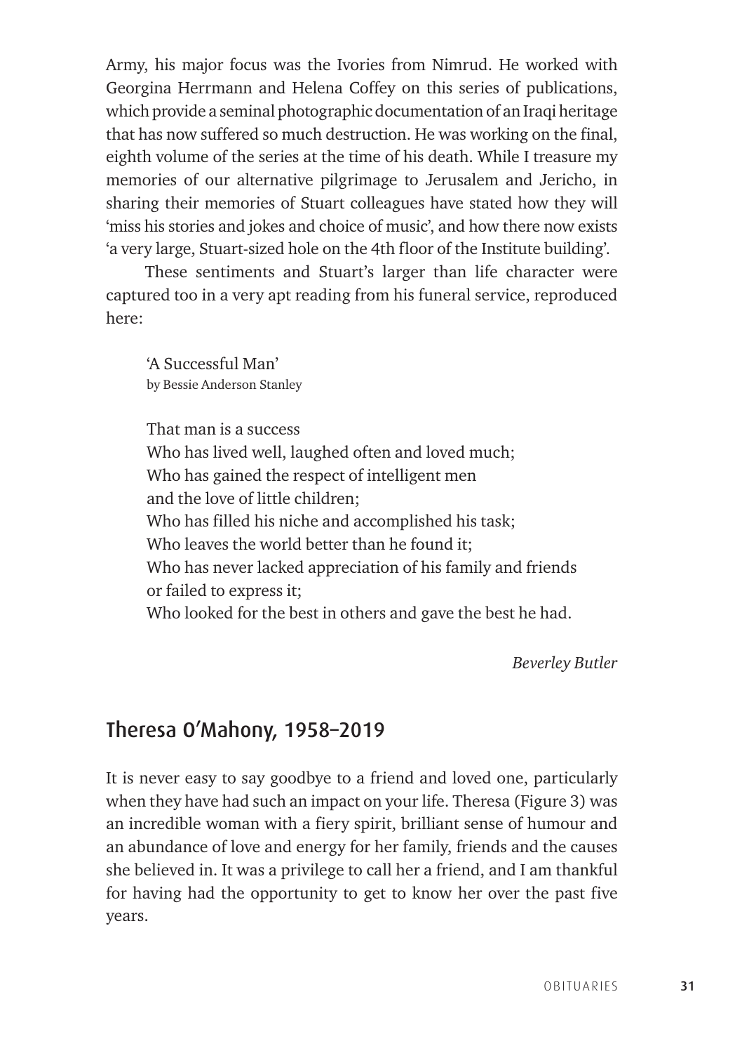Army, his major focus was the Ivories from Nimrud. He worked with Georgina Herrmann and Helena Coffey on this series of publications, which provide a seminal photographic documentation of an Iraqi heritage that has now suffered so much destruction. He was working on the final, eighth volume of the series at the time of his death. While I treasure my memories of our alternative pilgrimage to Jerusalem and Jericho, in sharing their memories of Stuart colleagues have stated how they will 'miss his stories and jokes and choice of music', and how there now exists 'a very large, Stuart-sized hole on the 4th floor of the Institute building'.

These sentiments and Stuart's larger than life character were captured too in a very apt reading from his funeral service, reproduced here:

> 'A Successful Man'
> by Bessie Anderson Stanley
>
> That man is a success
> Who has lived well, laughed often and loved much;
> Who has gained the respect of intelligent men
> and the love of little children;
> Who has filled his niche and accomplished his task;
> Who leaves the world better than he found it;
> Who has never lacked appreciation of his family and friends
> or failed to express it;
> Who looked for the best in others and gave the best he had.

*Beverley Butler*

## Theresa O'Mahony, 1958–2019

It is never easy to say goodbye to a friend and loved one, particularly when they have had such an impact on your life. Theresa (Figure 3) was an incredible woman with a fiery spirit, brilliant sense of humour and an abundance of love and energy for her family, friends and the causes she believed in. It was a privilege to call her a friend, and I am thankful for having had the opportunity to get to know her over the past five years.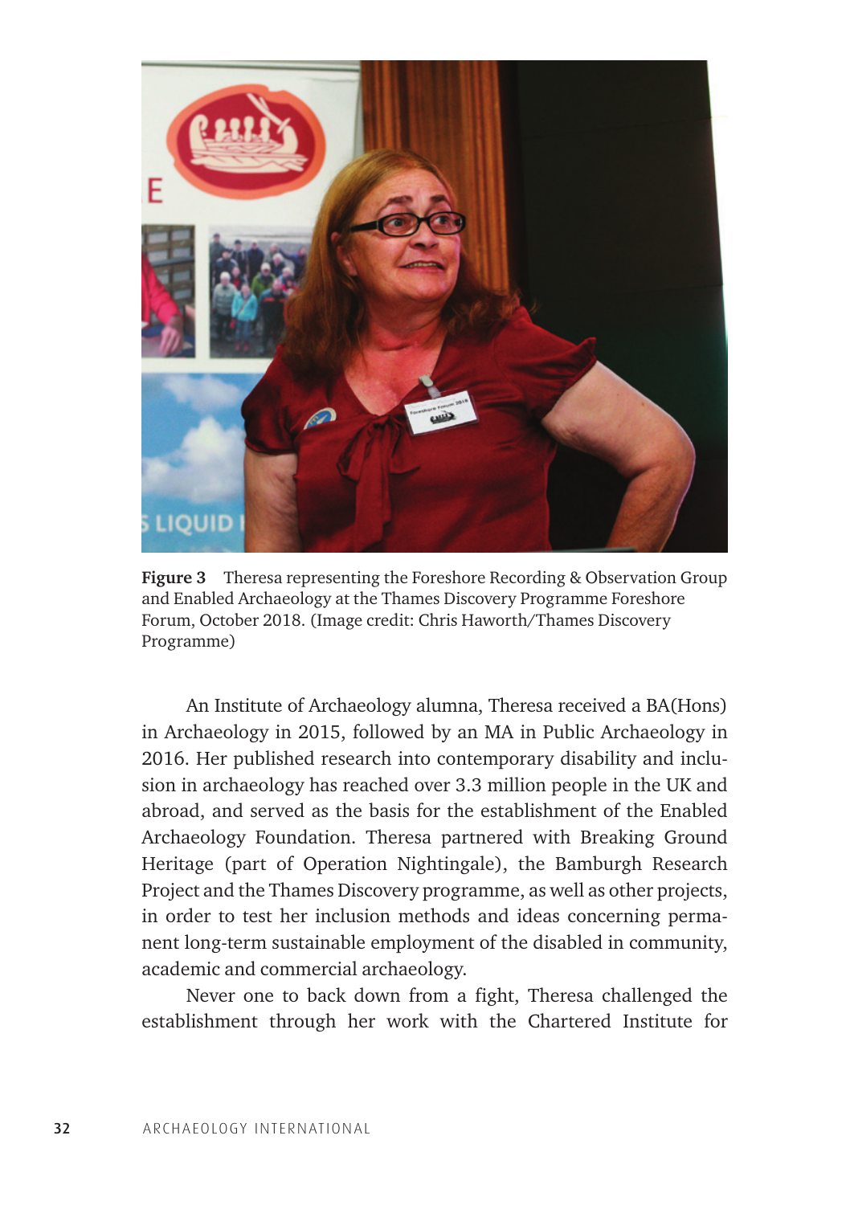**Figure 3** Theresa representing the Foreshore Recording & Observation Group and Enabled Archaeology at the Thames Discovery Programme Foreshore Forum, October 2018. (Image credit: Chris Haworth/Thames Discovery Programme)

An Institute of Archaeology alumna, Theresa received a BA(Hons) in Archaeology in 2015, followed by an MA in Public Archaeology in 2016. Her published research into contemporary disability and inclusion in archaeology has reached over 3.3 million people in the UK and abroad, and served as the basis for the establishment of the Enabled Archaeology Foundation. Theresa partnered with Breaking Ground Heritage (part of Operation Nightingale), the Bamburgh Research Project and the Thames Discovery programme, as well as other projects, in order to test her inclusion methods and ideas concerning permanent long-term sustainable employment of the disabled in community, academic and commercial archaeology.

Never one to back down from a fight, Theresa challenged the establishment through her work with the Chartered Institute for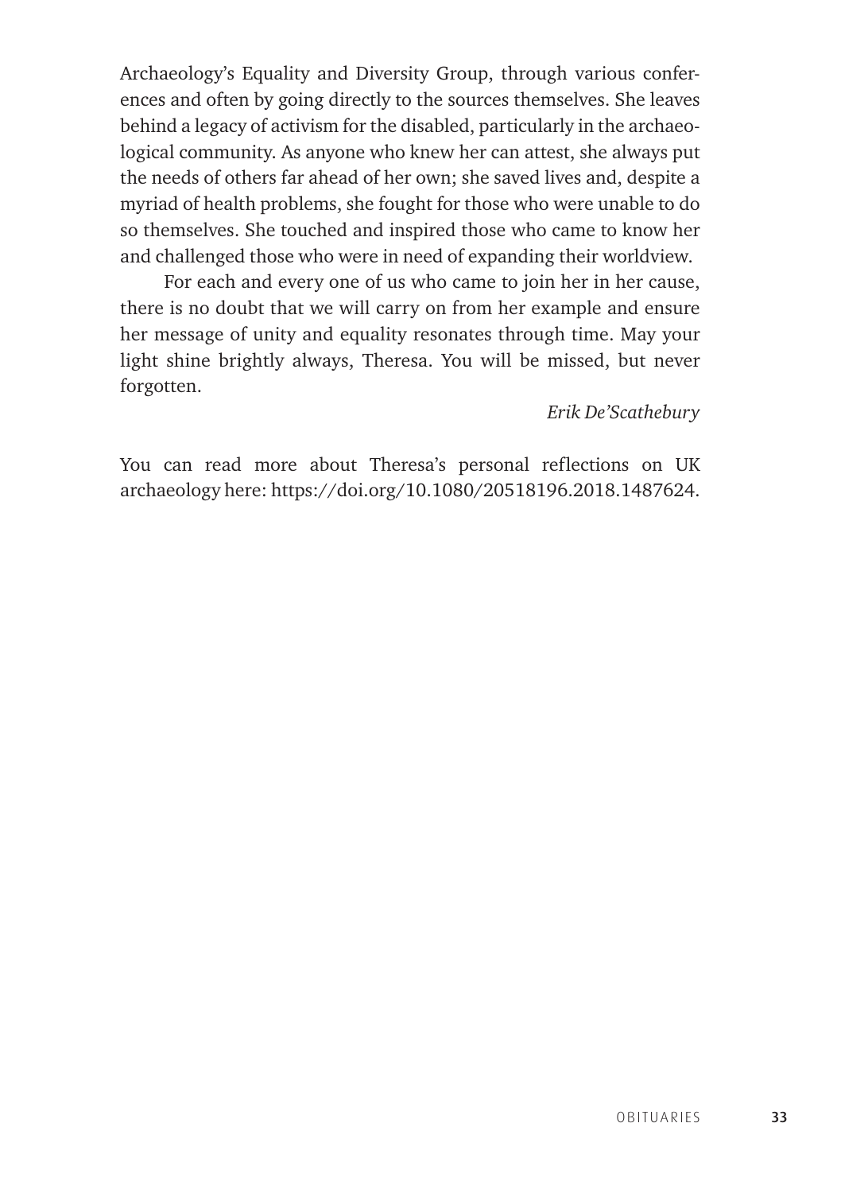Archaeology's Equality and Diversity Group, through various conferences and often by going directly to the sources themselves. She leaves behind a legacy of activism for the disabled, particularly in the archaeological community. As anyone who knew her can attest, she always put the needs of others far ahead of her own; she saved lives and, despite a myriad of health problems, she fought for those who were unable to do so themselves. She touched and inspired those who came to know her and challenged those who were in need of expanding their worldview.

For each and every one of us who came to join her in her cause, there is no doubt that we will carry on from her example and ensure her message of unity and equality resonates through time. May your light shine brightly always, Theresa. You will be missed, but never forgotten.

*Erik De'Scathebury*

You can read more about Theresa's personal reflections on UK archaeology here: https://doi.org/10.1080/20518196.2018.1487624.